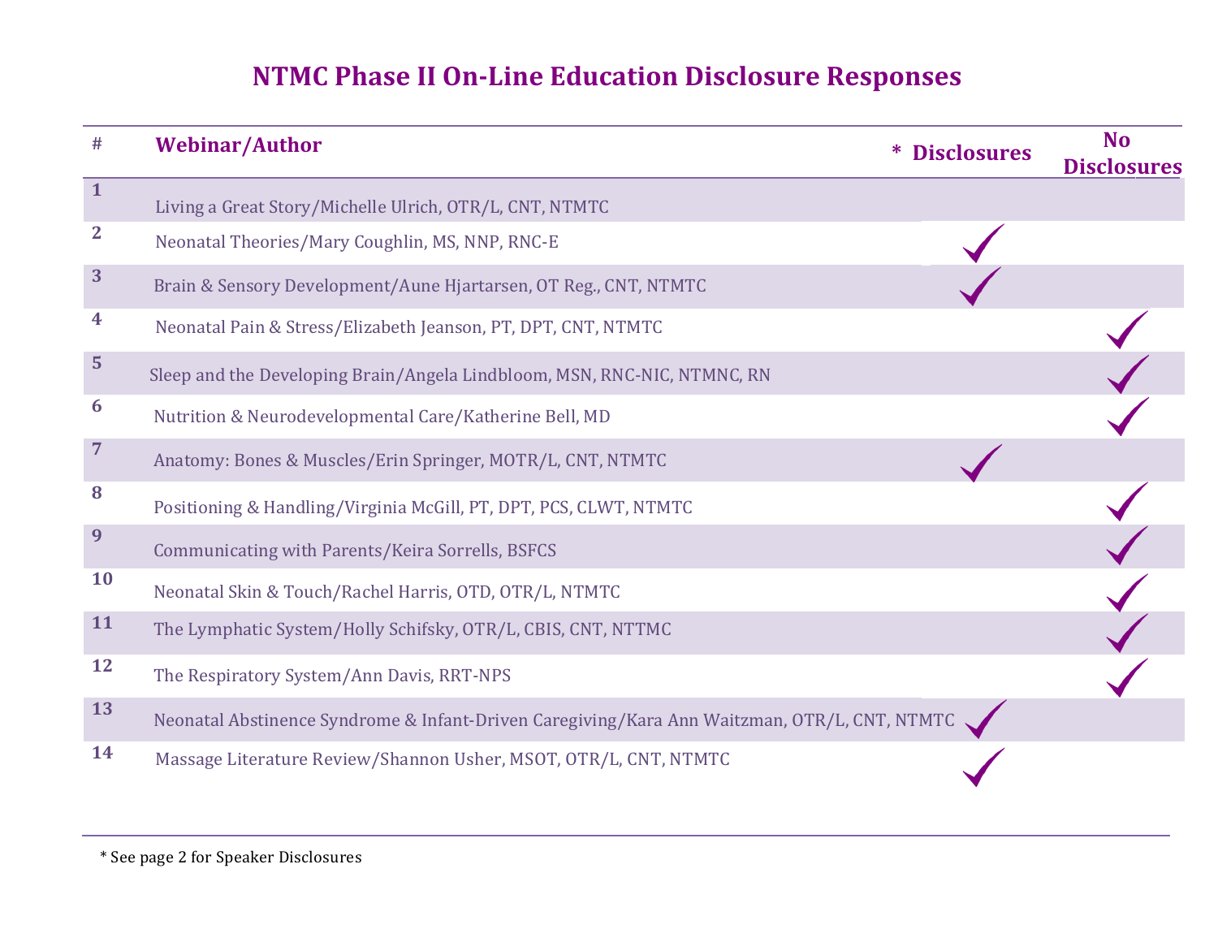# NTMC Phase II On-Line Education Disclosure Responses

| # | Webinar/Author | * Disclosures | No Disclosures |
|---|---|---|---|
| 1 | Living a Great Story/Michelle Ulrich, OTR/L, CNT, NTMTC | | |
| 2 | Neonatal Theories/Mary Coughlin, MS, NNP, RNC-E | ✓ | |
| 3 | Brain & Sensory Development/Aune Hjartarsen, OT Reg., CNT, NTMTC | ✓ | |
| 4 | Neonatal Pain & Stress/Elizabeth Jeanson, PT, DPT, CNT, NTMTC | | ✓ |
| 5 | Sleep and the Developing Brain/Angela Lindbloom, MSN, RNC-NIC, NTMNC, RN | | ✓ |
| 6 | Nutrition & Neurodevelopmental Care/Katherine Bell, MD | | ✓ |
| 7 | Anatomy: Bones & Muscles/Erin Springer, MOTR/L, CNT, NTMTC | ✓ | |
| 8 | Positioning & Handling/Virginia McGill, PT, DPT, PCS, CLWT, NTMTC | | ✓ |
| 9 | Communicating with Parents/Keira Sorrells, BSFCS | | ✓ |
| 10 | Neonatal Skin & Touch/Rachel Harris, OTD, OTR/L, NTMTC | | ✓ |
| 11 | The Lymphatic System/Holly Schifsky, OTR/L, CBIS, CNT, NTTMC | | ✓ |
| 12 | The Respiratory System/Ann Davis, RRT-NPS | | ✓ |
| 13 | Neonatal Abstinence Syndrome & Infant-Driven Caregiving/Kara Ann Waitzman, OTR/L, CNT, NTMTC | ✓ | |
| 14 | Massage Literature Review/Shannon Usher, MSOT, OTR/L, CNT, NTMTC | ✓ | |

* See page 2 for Speaker Disclosures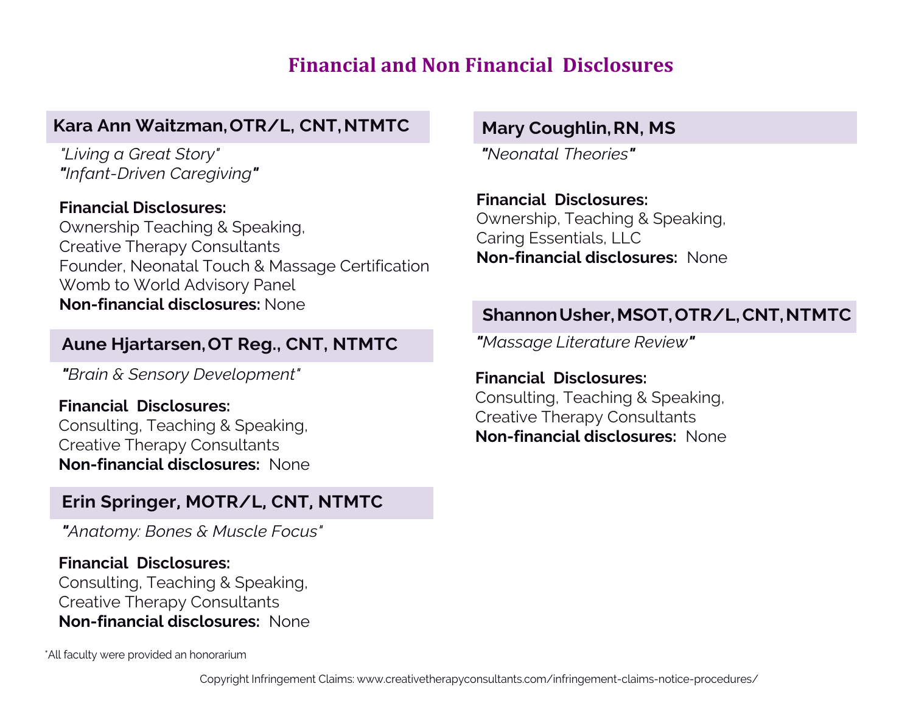# Financial and Non Financial Disclosures

## Kara Ann Waitzman, OTR/L, CNT, NTMTC

*"Living a Great Story"*
*"Infant-Driven Caregiving"*

**Financial Disclosures:**
Ownership Teaching & Speaking,
Creative Therapy Consultants
Founder, Neonatal Touch & Massage Certification
Womb to World Advisory Panel
**Non-financial disclosures:** None

## Aune Hjartarsen, OT Reg., CNT, NTMTC

*"Brain & Sensory Development"*

**Financial Disclosures:**
Consulting, Teaching & Speaking,
Creative Therapy Consultants
**Non-financial disclosures:** None

## Erin Springer, MOTR/L, CNT, NTMTC

*"Anatomy: Bones & Muscle Focus"*

**Financial Disclosures:**
Consulting, Teaching & Speaking,
Creative Therapy Consultants
**Non-financial disclosures:** None

## Mary Coughlin, RN, MS

*"Neonatal Theories"*

**Financial Disclosures:**
Ownership, Teaching & Speaking,
Caring Essentials, LLC
**Non-financial disclosures:** None

## Shannon Usher, MSOT, OTR/L, CNT, NTMTC

*"Massage Literature Review"*

**Financial Disclosures:**
Consulting, Teaching & Speaking,
Creative Therapy Consultants
**Non-financial disclosures:** None

*All faculty were provided an honorarium

Copyright Infringement Claims: www.creativetherapyconsultants.com/infringement-claims-notice-procedures/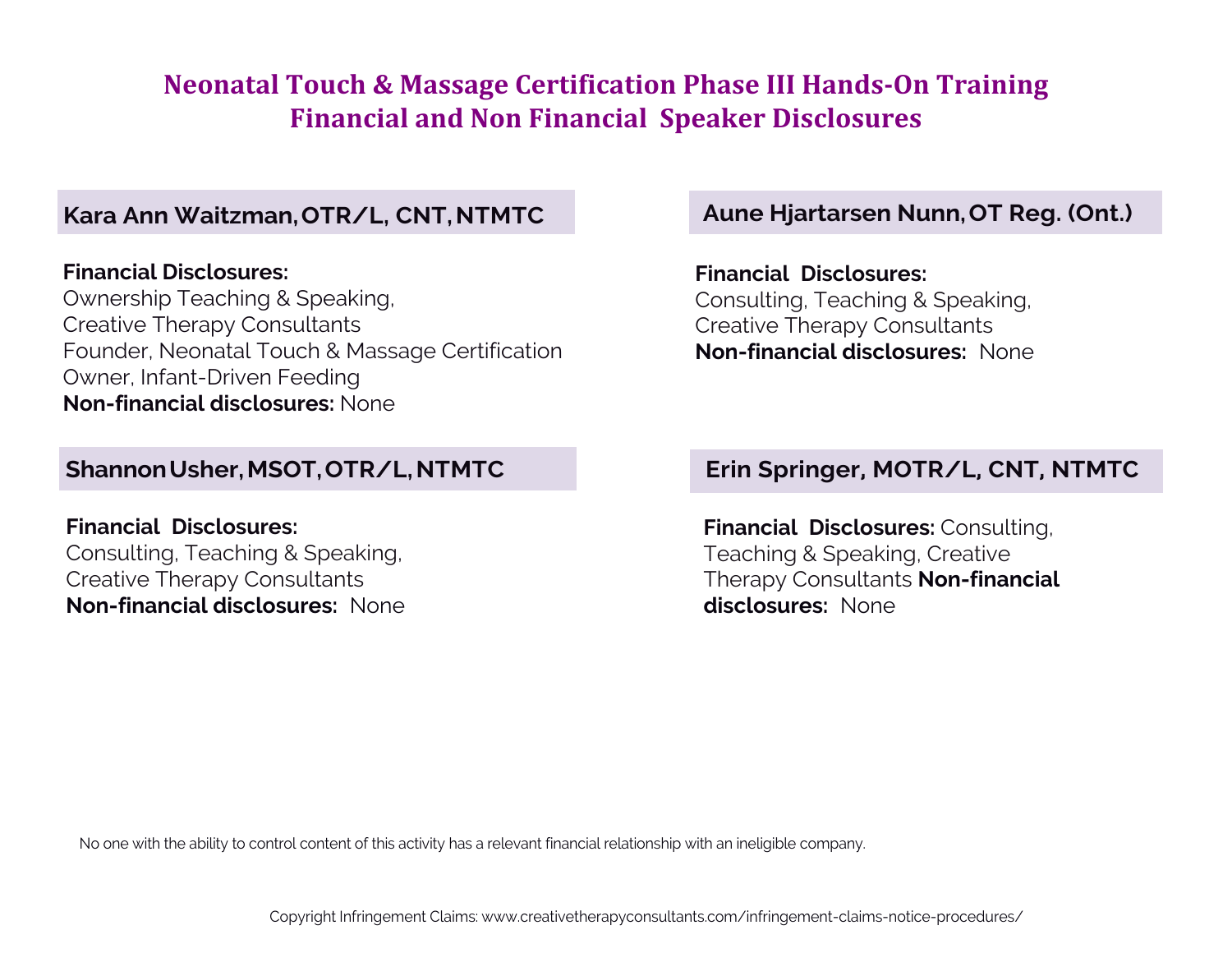# Neonatal Touch & Massage Certification Phase III Hands-On Training
# Financial and Non Financial Speaker Disclosures

## Kara Ann Waitzman, OTR/L, CNT, NTMTC

**Financial Disclosures:**
Ownership Teaching & Speaking,
Creative Therapy Consultants
Founder, Neonatal Touch & Massage Certification
Owner, Infant-Driven Feeding
**Non-financial disclosures:** None

## Aune Hjartarsen Nunn, OT Reg. (Ont.)

**Financial Disclosures:**
Consulting, Teaching & Speaking,
Creative Therapy Consultants
**Non-financial disclosures:** None

## Shannon Usher, MSOT, OTR/L, NTMTC

**Financial Disclosures:**
Consulting, Teaching & Speaking,
Creative Therapy Consultants
**Non-financial disclosures:** None

## Erin Springer, MOTR/L, CNT, NTMTC

**Financial Disclosures:** Consulting, Teaching & Speaking, Creative Therapy Consultants **Non-financial disclosures:** None

No one with the ability to control content of this activity has a relevant financial relationship with an ineligible company.

Copyright Infringement Claims: www.creativetherapyconsultants.com/infringement-claims-notice-procedures/